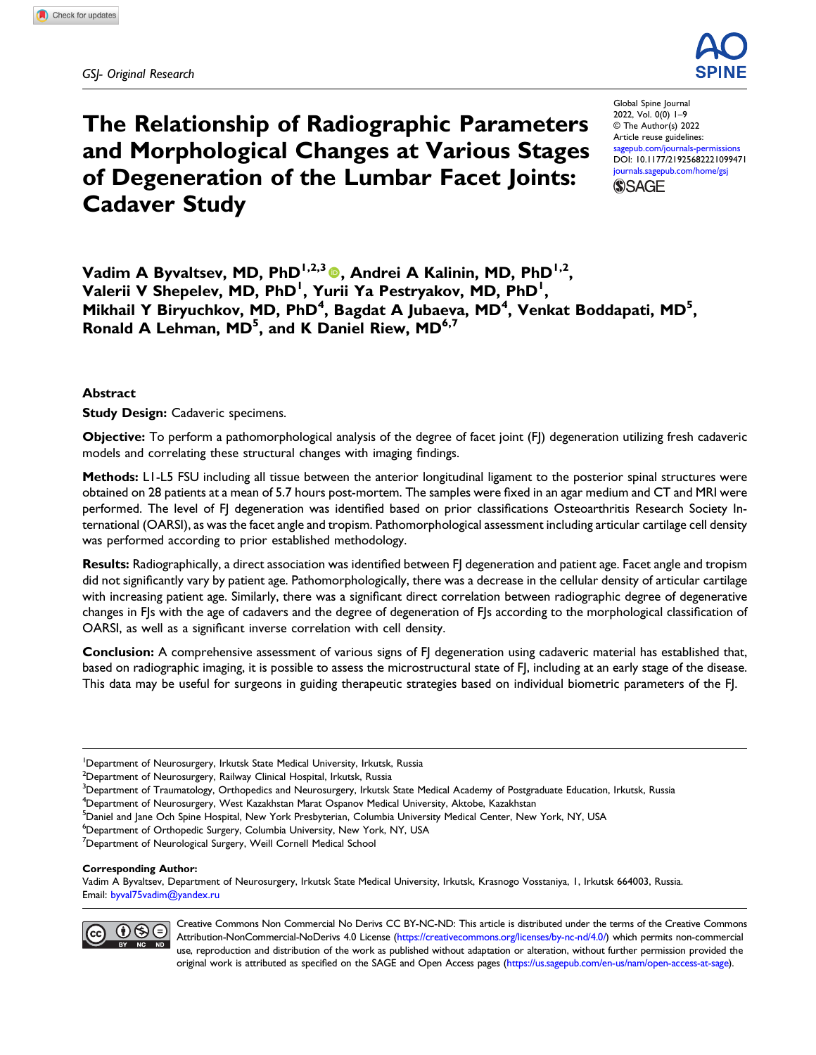GSJ- Original Research

# The Relationship of Radiographic Parameters and Morphological Changes at Various Stages of Degeneration of the Lumbar Facet Joints: Cadaver Study

Global Spine Journal
2022, Vol. 0(0) 1–9
© The Author(s) 2022
Article reuse guidelines:
sagepub.com/journals-permissions
DOI: 10.1177/21925682221099471
journals.sagepub.com/home/gsj

**Vadim A Byvaltsev, MD, PhD[1,2,3], Andrei A Kalinin, MD, PhD[1,2], Valerii V Shepelev, MD, PhD[1], Yurii Ya Pestryakov, MD, PhD[1], Mikhail Y Biryuchkov, MD, PhD[4], Bagdat A Jubaeva, MD[4], Venkat Boddapati, MD[5], Ronald A Lehman, MD[5], and K Daniel Riew, MD[6,7]**

## Abstract

**Study Design:** Cadaveric specimens.

**Objective:** To perform a pathomorphological analysis of the degree of facet joint (FJ) degeneration utilizing fresh cadaveric models and correlating these structural changes with imaging findings.

**Methods:** L1-L5 FSU including all tissue between the anterior longitudinal ligament to the posterior spinal structures were obtained on 28 patients at a mean of 5.7 hours post-mortem. The samples were fixed in an agar medium and CT and MRI were performed. The level of FJ degeneration was identified based on prior classifications Osteoarthritis Research Society International (OARSI), as was the facet angle and tropism. Pathomorphological assessment including articular cartilage cell density was performed according to prior established methodology.

**Results:** Radiographically, a direct association was identified between FJ degeneration and patient age. Facet angle and tropism did not significantly vary by patient age. Pathomorphologically, there was a decrease in the cellular density of articular cartilage with increasing patient age. Similarly, there was a significant direct correlation between radiographic degree of degenerative changes in FJs with the age of cadavers and the degree of degeneration of FJs according to the morphological classification of OARSI, as well as a significant inverse correlation with cell density.

**Conclusion:** A comprehensive assessment of various signs of FJ degeneration using cadaveric material has established that, based on radiographic imaging, it is possible to assess the microstructural state of FJ, including at an early stage of the disease. This data may be useful for surgeons in guiding therapeutic strategies based on individual biometric parameters of the FJ.

---

[1]Department of Neurosurgery, Irkutsk State Medical University, Irkutsk, Russia
[2]Department of Neurosurgery, Railway Clinical Hospital, Irkutsk, Russia
[3]Department of Traumatology, Orthopedics and Neurosurgery, Irkutsk State Medical Academy of Postgraduate Education, Irkutsk, Russia
[4]Department of Neurosurgery, West Kazakhstan Marat Ospanov Medical University, Aktobe, Kazakhstan
[5]Daniel and Jane Och Spine Hospital, New York Presbyterian, Columbia University Medical Center, New York, NY, USA
[6]Department of Orthopedic Surgery, Columbia University, New York, NY, USA
[7]Department of Neurological Surgery, Weill Cornell Medical School

**Corresponding Author:**
Vadim A Byvaltsev, Department of Neurosurgery, Irkutsk State Medical University, Irkutsk, Krasnogo Vosstaniya, 1, Irkutsk 664003, Russia.
Email: byval75vadim@yandex.ru

Creative Commons Non Commercial No Derivs CC BY-NC-ND: This article is distributed under the terms of the Creative Commons Attribution-NonCommercial-NoDerivs 4.0 License (https://creativecommons.org/licenses/by-nc-nd/4.0/) which permits non-commercial use, reproduction and distribution of the work as published without adaptation or alteration, without further permission provided the original work is attributed as specified on the SAGE and Open Access pages (https://us.sagepub.com/en-us/nam/open-access-at-sage).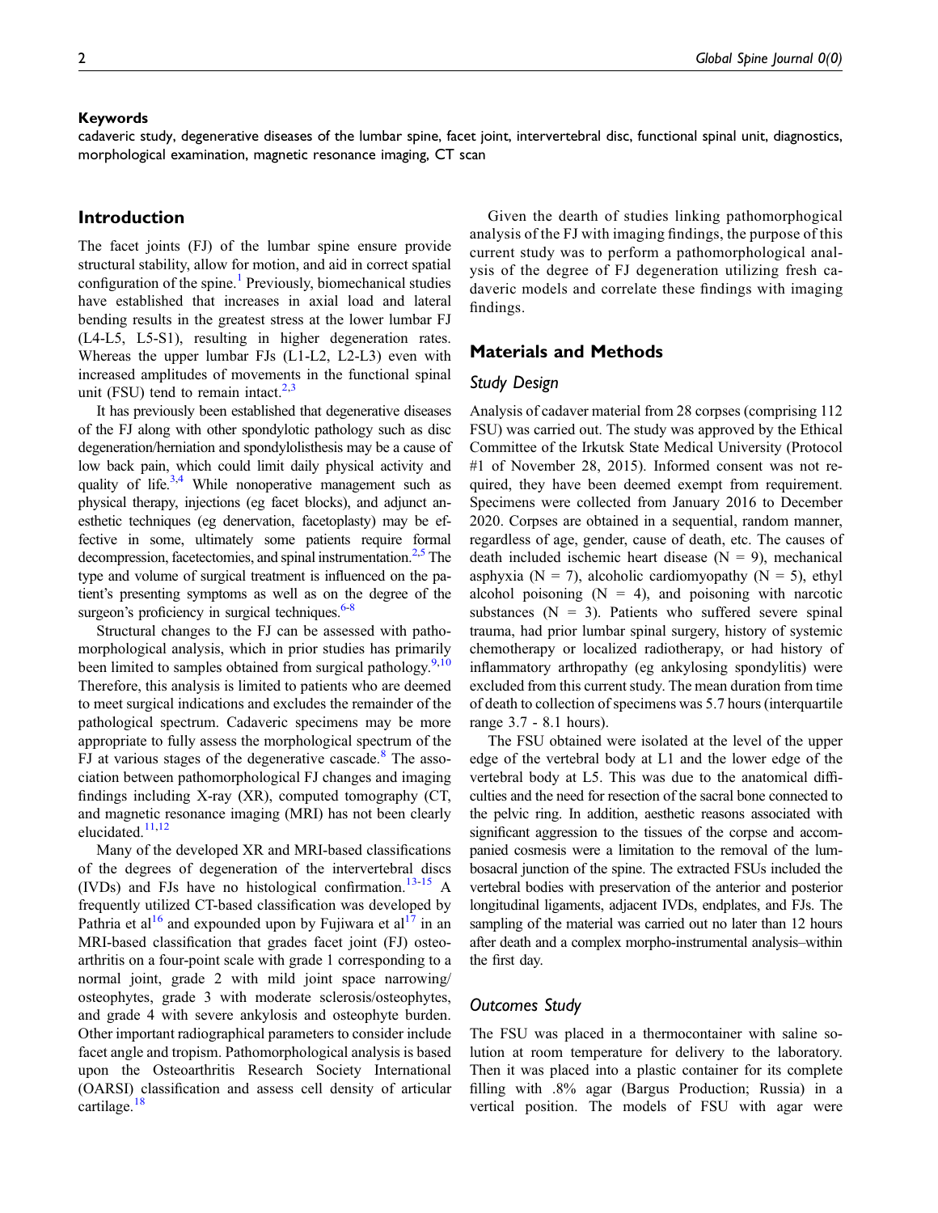### Keywords

cadaveric study, degenerative diseases of the lumbar spine, facet joint, intervertebral disc, functional spinal unit, diagnostics, morphological examination, magnetic resonance imaging, CT scan

## Introduction

The facet joints (FJ) of the lumbar spine ensure provide structural stability, allow for motion, and aid in correct spatial configuration of the spine.[1] Previously, biomechanical studies have established that increases in axial load and lateral bending results in the greatest stress at the lower lumbar FJ (L4-L5, L5-S1), resulting in higher degeneration rates. Whereas the upper lumbar FJs (L1-L2, L2-L3) even with increased amplitudes of movements in the functional spinal unit (FSU) tend to remain intact.[2,3]

It has previously been established that degenerative diseases of the FJ along with other spondylotic pathology such as disc degeneration/herniation and spondylolisthesis may be a cause of low back pain, which could limit daily physical activity and quality of life.[3,4] While nonoperative management such as physical therapy, injections (eg facet blocks), and adjunct anesthetic techniques (eg denervation, facetoplasty) may be effective in some, ultimately some patients require formal decompression, facetectomies, and spinal instrumentation.[2,5] The type and volume of surgical treatment is influenced on the patient's presenting symptoms as well as on the degree of the surgeon's proficiency in surgical techniques.[6-8]

Structural changes to the FJ can be assessed with pathomorphological analysis, which in prior studies has primarily been limited to samples obtained from surgical pathology.[9,10] Therefore, this analysis is limited to patients who are deemed to meet surgical indications and excludes the remainder of the pathological spectrum. Cadaveric specimens may be more appropriate to fully assess the morphological spectrum of the FJ at various stages of the degenerative cascade.[8] The association between pathomorphological FJ changes and imaging findings including X-ray (XR), computed tomography (CT, and magnetic resonance imaging (MRI) has not been clearly elucidated.[11,12]

Many of the developed XR and MRI-based classifications of the degrees of degeneration of the intervertebral discs (IVDs) and FJs have no histological confirmation.[13-15] A frequently utilized CT-based classification was developed by Pathria et al[16] and expounded upon by Fujiwara et al[17] in an MRI-based classification that grades facet joint (FJ) osteoarthritis on a four-point scale with grade 1 corresponding to a normal joint, grade 2 with mild joint space narrowing/osteophytes, grade 3 with moderate sclerosis/osteophytes, and grade 4 with severe ankylosis and osteophyte burden. Other important radiographical parameters to consider include facet angle and tropism. Pathomorphological analysis is based upon the Osteoarthritis Research Society International (OARSI) classification and assess cell density of articular cartilage.[18]

Given the dearth of studies linking pathomorphogical analysis of the FJ with imaging findings, the purpose of this current study was to perform a pathomorphological analysis of the degree of FJ degeneration utilizing fresh cadaveric models and correlate these findings with imaging findings.

## Materials and Methods

### Study Design

Analysis of cadaver material from 28 corpses (comprising 112 FSU) was carried out. The study was approved by the Ethical Committee of the Irkutsk State Medical University (Protocol #1 of November 28, 2015). Informed consent was not required, they have been deemed exempt from requirement. Specimens were collected from January 2016 to December 2020. Corpses are obtained in a sequential, random manner, regardless of age, gender, cause of death, etc. The causes of death included ischemic heart disease (N = 9), mechanical asphyxia (N = 7), alcoholic cardiomyopathy (N = 5), ethyl alcohol poisoning (N = 4), and poisoning with narcotic substances (N = 3). Patients who suffered severe spinal trauma, had prior lumbar spinal surgery, history of systemic chemotherapy or localized radiotherapy, or had history of inflammatory arthropathy (eg ankylosing spondylitis) were excluded from this current study. The mean duration from time of death to collection of specimens was 5.7 hours (interquartile range 3.7 - 8.1 hours).

The FSU obtained were isolated at the level of the upper edge of the vertebral body at L1 and the lower edge of the vertebral body at L5. This was due to the anatomical difficulties and the need for resection of the sacral bone connected to the pelvic ring. In addition, aesthetic reasons associated with significant aggression to the tissues of the corpse and accompanied cosmesis were a limitation to the removal of the lumbosacral junction of the spine. The extracted FSUs included the vertebral bodies with preservation of the anterior and posterior longitudinal ligaments, adjacent IVDs, endplates, and FJs. The sampling of the material was carried out no later than 12 hours after death and a complex morpho-instrumental analysis–within the first day.

### Outcomes Study

The FSU was placed in a thermocontainer with saline solution at room temperature for delivery to the laboratory. Then it was placed into a plastic container for its complete filling with .8% agar (Bargus Production; Russia) in a vertical position. The models of FSU with agar were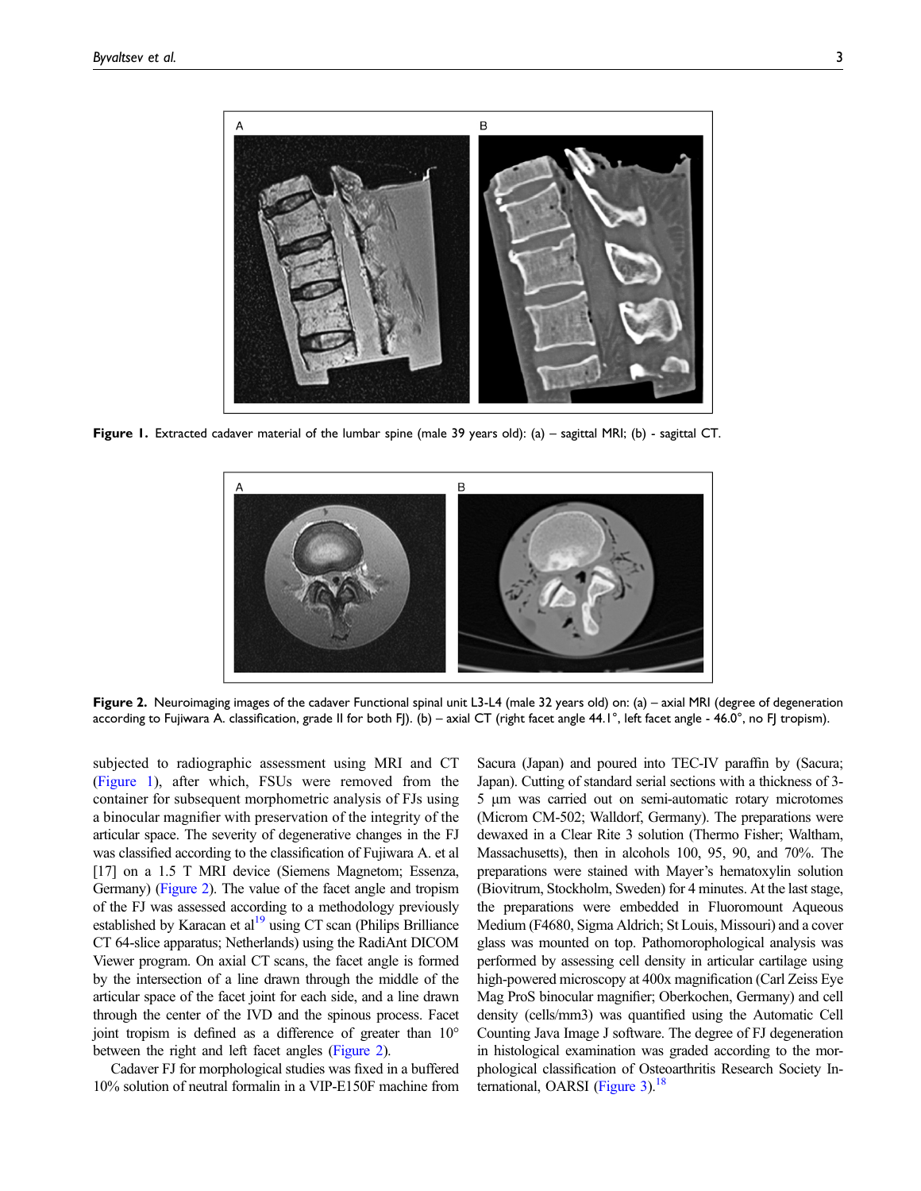Figure 1. Extracted cadaver material of the lumbar spine (male 39 years old): (a) – sagittal MRI; (b) - sagittal CT.

Figure 2. Neuroimaging images of the cadaver Functional spinal unit L3-L4 (male 32 years old) on: (a) – axial MRI (degree of degeneration according to Fujiwara A. classification, grade II for both FJ). (b) – axial CT (right facet angle 44.1°, left facet angle - 46.0°, no FJ tropism).

subjected to radiographic assessment using MRI and CT (Figure 1), after which, FSUs were removed from the container for subsequent morphometric analysis of FJs using a binocular magnifier with preservation of the integrity of the articular space. The severity of degenerative changes in the FJ was classified according to the classification of Fujiwara A. et al [17] on a 1.5 T MRI device (Siemens Magnetom; Essenza, Germany) (Figure 2). The value of the facet angle and tropism of the FJ was assessed according to a methodology previously established by Karacan et al[19] using CT scan (Philips Brilliance CT 64-slice apparatus; Netherlands) using the RadiAnt DICOM Viewer program. On axial CT scans, the facet angle is formed by the intersection of a line drawn through the middle of the articular space of the facet joint for each side, and a line drawn through the center of the IVD and the spinous process. Facet joint tropism is defined as a difference of greater than 10° between the right and left facet angles (Figure 2).

Cadaver FJ for morphological studies was fixed in a buffered 10% solution of neutral formalin in a VIP-E150F machine from Sacura (Japan) and poured into TEC-IV paraffin by (Sacura; Japan). Cutting of standard serial sections with a thickness of 3-5 μm was carried out on semi-automatic rotary microtomes (Microm CM-502; Walldorf, Germany). The preparations were dewaxed in a Clear Rite 3 solution (Thermo Fisher; Waltham, Massachusetts), then in alcohols 100, 95, 90, and 70%. The preparations were stained with Mayer's hematoxylin solution (Biovitrum, Stockholm, Sweden) for 4 minutes. At the last stage, the preparations were embedded in Fluoromount Aqueous Medium (F4680, Sigma Aldrich; St Louis, Missouri) and a cover glass was mounted on top. Pathomorphological analysis was performed by assessing cell density in articular cartilage using high-powered microscopy at 400x magnification (Carl Zeiss Eye Mag ProS binocular magnifier; Oberkochen, Germany) and cell density (cells/mm3) was quantified using the Automatic Cell Counting Java Image J software. The degree of FJ degeneration in histological examination was graded according to the morphological classification of Osteoarthritis Research Society International, OARSI (Figure 3).[18]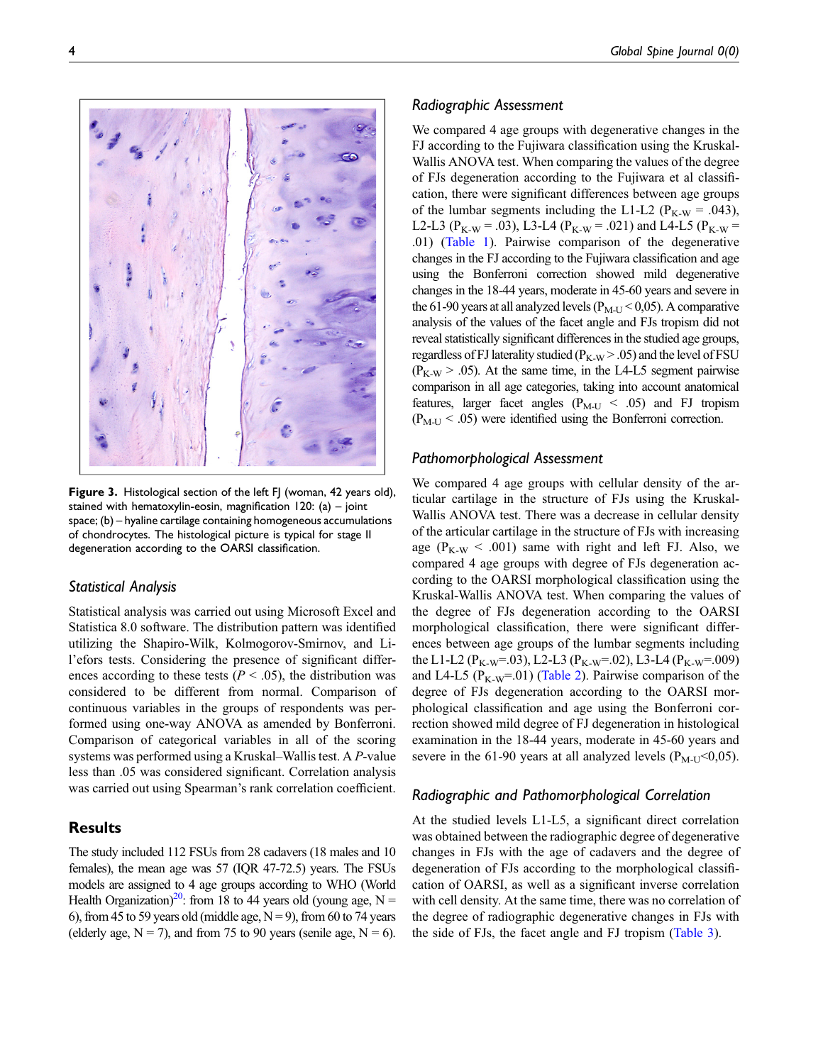Figure 3. Histological section of the left FJ (woman, 42 years old), stained with hematoxylin-eosin, magnification 120: (a) – joint space; (b) – hyaline cartilage containing homogeneous accumulations of chondrocytes. The histological picture is typical for stage II degeneration according to the OARSI classification.

### Statistical Analysis

Statistical analysis was carried out using Microsoft Excel and Statistica 8.0 software. The distribution pattern was identified utilizing the Shapiro-Wilk, Kolmogorov-Smirnov, and Lil'efors tests. Considering the presence of significant differences according to these tests ($P < .05$), the distribution was considered to be different from normal. Comparison of continuous variables in the groups of respondents was performed using one-way ANOVA as amended by Bonferroni. Comparison of categorical variables in all of the scoring systems was performed using a Kruskal–Wallis test. A $P$-value less than .05 was considered significant. Correlation analysis was carried out using Spearman's rank correlation coefficient.

## Results

The study included 112 FSUs from 28 cadavers (18 males and 10 females), the mean age was 57 (IQR 47-72.5) years. The FSUs models are assigned to 4 age groups according to WHO (World Health Organization)[20]: from 18 to 44 years old (young age, N = 6), from 45 to 59 years old (middle age, N = 9), from 60 to 74 years (elderly age, N = 7), and from 75 to 90 years (senile age, N = 6).

### Radiographic Assessment

We compared 4 age groups with degenerative changes in the FJ according to the Fujiwara classification using the Kruskal-Wallis ANOVA test. When comparing the values of the degree of FJs degeneration according to the Fujiwara et al classification, there were significant differences between age groups of the lumbar segments including the L1-L2 ($P_{K-W} = .043$), L2-L3 ($P_{K-W} = .03$), L3-L4 ($P_{K-W} = .021$) and L4-L5 ($P_{K-W} = .01$) (Table 1). Pairwise comparison of the degenerative changes in the FJ according to the Fujiwara classification and age using the Bonferroni correction showed mild degenerative changes in the 18-44 years, moderate in 45-60 years and severe in the 61-90 years at all analyzed levels ($P_{M-U} < 0{,}05$). A comparative analysis of the values of the facet angle and FJs tropism did not reveal statistically significant differences in the studied age groups, regardless of FJ laterality studied ($P_{K-W} > .05$) and the level of FSU ($P_{K-W} > .05$). At the same time, in the L4-L5 segment pairwise comparison in all age categories, taking into account anatomical features, larger facet angles ($P_{M-U} < .05$) and FJ tropism ($P_{M-U} < .05$) were identified using the Bonferroni correction.

### Pathomorphological Assessment

We compared 4 age groups with cellular density of the articular cartilage in the structure of FJs using the Kruskal-Wallis ANOVA test. There was a decrease in cellular density of the articular cartilage in the structure of FJs with increasing age ($P_{K-W} < .001$) same with right and left FJ. Also, we compared 4 age groups with degree of FJs degeneration according to the OARSI morphological classification using the Kruskal-Wallis ANOVA test. When comparing the values of the degree of FJs degeneration according to the OARSI morphological classification, there were significant differences between age groups of the lumbar segments including the L1-L2 ($P_{K-W}$=.03), L2-L3 ($P_{K-W}$=.02), L3-L4 ($P_{K-W}$=.009) and L4-L5 ($P_{K-W}$=.01) (Table 2). Pairwise comparison of the degree of FJs degeneration according to the OARSI morphological classification and age using the Bonferroni correction showed mild degree of FJ degeneration in histological examination in the 18-44 years, moderate in 45-60 years and severe in the 61-90 years at all analyzed levels ($P_{M-U}<0{,}05$).

### Radiographic and Pathomorphological Correlation

At the studied levels L1-L5, a significant direct correlation was obtained between the radiographic degree of degenerative changes in FJs with the age of cadavers and the degree of degeneration of FJs according to the morphological classification of OARSI, as well as a significant inverse correlation with cell density. At the same time, there was no correlation of the degree of radiographic degenerative changes in FJs with the side of FJs, the facet angle and FJ tropism (Table 3).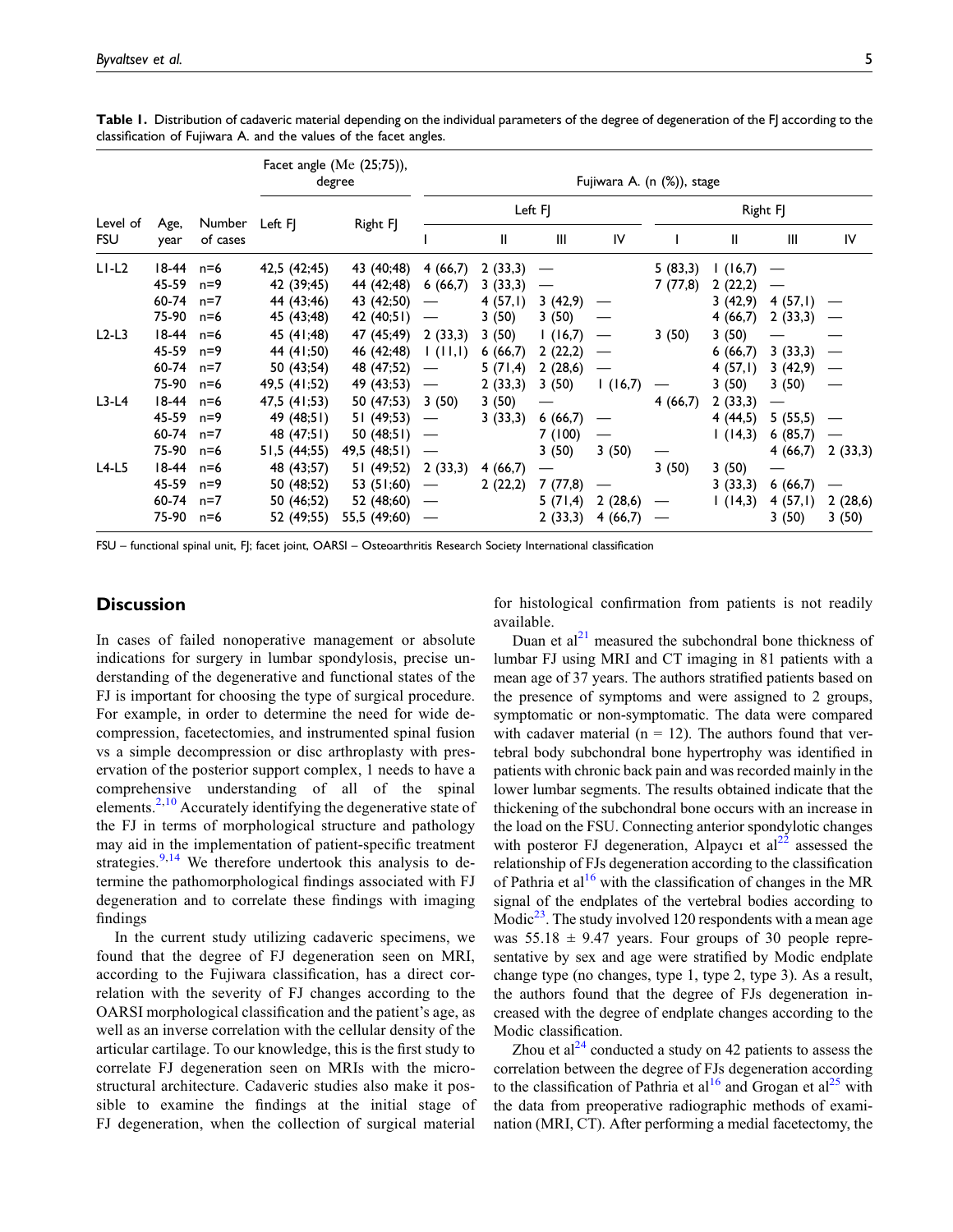**Table 1.** Distribution of cadaveric material depending on the individual parameters of the degree of degeneration of the FJ according to the classification of Fujiwara A. and the values of the facet angles.

| Level of FSU | Age, year | Number of cases | Facet angle (Me (25;75)), degree | | Fujiwara A. (n (%)), stage | | | | | | | |
|---|---|---|---|---|---|---|---|---|---|---|---|---|
| | | | Left FJ | Right FJ | Left FJ | | | | Right FJ | | | |
| | | | | | I | II | III | IV | I | II | III | IV |
| L1-L2 | 18-44 | n=6 | 42,5 (42;45) | 43 (40;48) | 4 (66,7) | 2 (33,3) | — | | 5 (83,3) | 1 (16,7) | — | |
| | 45-59 | n=9 | 42 (39;45) | 44 (42;48) | 6 (66,7) | 3 (33,3) | — | | 7 (77,8) | 2 (22,2) | — | |
| | 60-74 | n=7 | 44 (43;46) | 43 (42;50) | — | 4 (57,1) | 3 (42,9) | — | | 3 (42,9) | 4 (57,1) | — |
| | 75-90 | n=6 | 45 (43;48) | 42 (40;51) | — | 3 (50) | 3 (50) | — | | 4 (66,7) | 2 (33,3) | — |
| L2-L3 | 18-44 | n=6 | 45 (41;48) | 47 (45;49) | 2 (33,3) | 3 (50) | 1 (16,7) | — | 3 (50) | 3 (50) | — | — |
| | 45-59 | n=9 | 44 (41;50) | 46 (42;48) | 1 (11,1) | 6 (66,7) | 2 (22,2) | — | | 6 (66,7) | 3 (33,3) | — |
| | 60-74 | n=7 | 50 (43;54) | 48 (47;52) | — | 5 (71,4) | 2 (28,6) | — | | 4 (57,1) | 3 (42,9) | — |
| | 75-90 | n=6 | 49,5 (41;52) | 49 (43;53) | — | 2 (33,3) | 3 (50) | 1 (16,7) | — | 3 (50) | 3 (50) | — |
| L3-L4 | 18-44 | n=6 | 47,5 (41;53) | 50 (47;53) | 3 (50) | 3 (50) | — | | 4 (66,7) | 2 (33,3) | — | |
| | 45-59 | n=9 | 49 (48;51) | 51 (49;53) | — | 3 (33,3) | 6 (66,7) | — | | 4 (44,5) | 5 (55,5) | — |
| | 60-74 | n=7 | 48 (47;51) | 50 (48;51) | — | | 7 (100) | — | | 1 (14,3) | 6 (85,7) | — |
| | 75-90 | n=6 | 51,5 (44;55) | 49,5 (48;51) | — | | 3 (50) | 3 (50) | — | | 4 (66,7) | 2 (33,3) |
| L4-L5 | 18-44 | n=6 | 48 (43;57) | 51 (49;52) | 2 (33,3) | 4 (66,7) | — | | 3 (50) | 3 (50) | — | |
| | 45-59 | n=9 | 50 (48;52) | 53 (51;60) | — | 2 (22,2) | 7 (77,8) | — | | 3 (33,3) | 6 (66,7) | — |
| | 60-74 | n=7 | 50 (46;52) | 52 (48;60) | — | | 5 (71,4) | 2 (28,6) | — | 1 (14,3) | 4 (57,1) | 2 (28,6) |
| | 75-90 | n=6 | 52 (49;55) | 55,5 (49;60) | — | | 2 (33,3) | 4 (66,7) | — | | 3 (50) | 3 (50) |

FSU – functional spinal unit, FJ; facet joint, OARSI – Osteoarthritis Research Society International classification

## Discussion

In cases of failed nonoperative management or absolute indications for surgery in lumbar spondylosis, precise understanding of the degenerative and functional states of the FJ is important for choosing the type of surgical procedure. For example, in order to determine the need for wide decompression, facetectomies, and instrumented spinal fusion vs a simple decompression or disc arthroplasty with preservation of the posterior support complex, 1 needs to have a comprehensive understanding of all of the spinal elements.[2,10] Accurately identifying the degenerative state of the FJ in terms of morphological structure and pathology may aid in the implementation of patient-specific treatment strategies.[9,14] We therefore undertook this analysis to determine the pathomorphological findings associated with FJ degeneration and to correlate these findings with imaging findings

In the current study utilizing cadaveric specimens, we found that the degree of FJ degeneration seen on MRI, according to the Fujiwara classification, has a direct correlation with the severity of FJ changes according to the OARSI morphological classification and the patient's age, as well as an inverse correlation with the cellular density of the articular cartilage. To our knowledge, this is the first study to correlate FJ degeneration seen on MRIs with the microstructural architecture. Cadaveric studies also make it possible to examine the findings at the initial stage of FJ degeneration, when the collection of surgical material for histological confirmation from patients is not readily available.

Duan et al[21] measured the subchondral bone thickness of lumbar FJ using MRI and CT imaging in 81 patients with a mean age of 37 years. The authors stratified patients based on the presence of symptoms and were assigned to 2 groups, symptomatic or non-symptomatic. The data were compared with cadaver material (n = 12). The authors found that vertebral body subchondral bone hypertrophy was identified in patients with chronic back pain and was recorded mainly in the lower lumbar segments. The results obtained indicate that the thickening of the subchondral bone occurs with an increase in the load on the FSU. Connecting anterior spondylotic changes with posteror FJ degeneration, Alpaycı et al[22] assessed the relationship of FJs degeneration according to the classification of Pathria et al[16] with the classification of changes in the MR signal of the endplates of the vertebral bodies according to Modic[23]. The study involved 120 respondents with a mean age was 55.18 ± 9.47 years. Four groups of 30 people representative by sex and age were stratified by Modic endplate change type (no changes, type 1, type 2, type 3). As a result, the authors found that the degree of FJs degeneration increased with the degree of endplate changes according to the Modic classification.

Zhou et al[24] conducted a study on 42 patients to assess the correlation between the degree of FJs degeneration according to the classification of Pathria et al[16] and Grogan et al[25] with the data from preoperative radiographic methods of examination (MRI, CT). After performing a medial facetectomy, the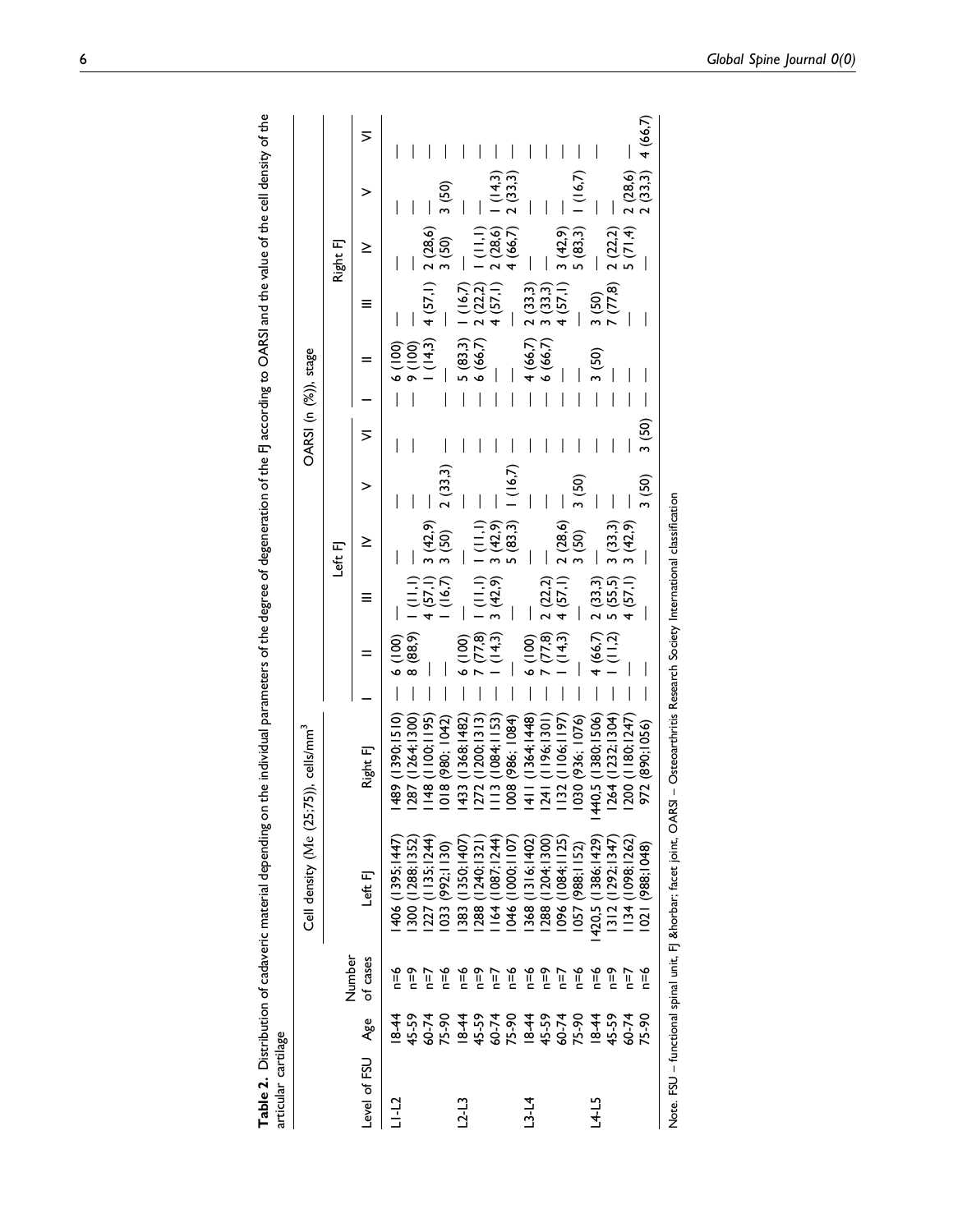**Table 2.** Distribution of cadaveric material depending on the individual parameters of the degree of degeneration of the FJ according to OARSI and the value of the cell density of the articular cartilage

| Level of FSU | Age | Number of cases | Cell density (Me (25;75)), cells/mm$^3$ | | OARSI (n (%)), stage | | | | | | | | | | | |
|---|---|---|---|---|---|---|---|---|---|---|---|---|---|---|---|---|
| | | | Left FJ | Right FJ | Left FJ | | | | | | Right FJ | | | | | |
| | | | | | I | II | III | IV | V | VI | I | II | III | IV | V | VI |
| L1-L2 | 18-44 | n=6 | 1406 (1395;1447) | 1489 (1390;1510) | — | 6 (100) | — | — | — | — | — | 6 (100) | — | — | — | — |
| | 45-59 | n=9 | 1300 (1288;1352) | 1287 (1264;1300) | — | 8 (88,9) | 1 (11,1) | — | — | — | — | 9 (100) | — | — | — | — |
| | 60-74 | n=7 | 1227 (1135;1244) | 1148 (1100;1195) | — | — | 4 (57,1) | 3 (42,9) | — | — | — | 1 (14,3) | 4 (57,1) | 2 (28,6) | — | — |
| | 75-90 | n=6 | 1033 (992;1130) | 1018 (980; 1042) | — | — | 1 (16,7) | 3 (50) | 2 (33,3) | — | — | — | — | 3 (50) | 3 (50) | — |
| L2-L3 | 18-44 | n=6 | 1383 (1350;1407) | 1433 (1368;1482) | — | 6 (100) | — | — | — | — | — | 5 (83,3) | 1 (16,7) | — | — | — |
| | 45-59 | n=9 | 1288 (1240;1321) | 1272 (1200;1313) | — | 7 (77,8) | 1 (11,1) | 1 (11,1) | — | — | — | 6 (66,7) | 2 (22,2) | 1 (11,1) | — | — |
| | 60-74 | n=7 | 1164 (1087;1244) | 1113 (1084;1153) | — | 1 (14,3) | 3 (42,9) | 3 (42,9) | — | — | — | — | 4 (57,1) | 2 (28,6) | 1 (14,3) | — |
| | 75-90 | n=6 | 1046 (1000;1107) | 1008 (986; 1084) | — | — | — | 5 (83,3) | 1 (16,7) | — | — | — | — | 4 (66,7) | 2 (33,3) | — |
| L3-L4 | 18-44 | n=6 | 1368 (1316;1402) | 1411 (1364;1448) | — | 6 (100) | — | — | — | — | — | 4 (66,7) | 2 (33,3) | — | — | — |
| | 45-59 | n=9 | 1288 (1204;1300) | 1241 (1196;1301) | — | 7 (77,8) | 2 (22,2) | — | — | — | — | 6 (66,7) | 3 (33,3) | — | — | — |
| | 60-74 | n=7 | 1096 (1084;1125) | 1132 (1106;1197) | — | 1 (14,3) | 4 (57,1) | 2 (28,6) | — | — | — | — | 4 (57,1) | 3 (42,9) | — | — |
| | 75-90 | n=6 | 1057 (988;1152) | 1030 (936; 1076) | — | — | — | 3 (50) | 3 (50) | — | — | — | — | 5 (83,3) | 1 (16,7) | — |
| L4-L5 | 18-44 | n=6 | 1420,5 (1386;1429) | 1440,5 (1380;1506) | — | 4 (66,7) | 2 (33,3) | — | — | — | — | 3 (50) | 3 (50) | — | — | — |
| | 45-59 | n=9 | 1312 (1292;1347) | 1264 (1232;1304) | — | 1 (11,2) | 5 (55,5) | 3 (33,3) | — | — | — | — | 7 (77,8) | 2 (22,2) | — | — |
| | 60-74 | n=7 | 1134 (1098;1262) | 1200 (1180;1247) | — | — | 4 (57,1) | 3 (42,9) | — | — | — | — | — | 5 (71,4) | 2 (28,6) | — |
| | 75-90 | n=6 | 1021 (988;1048) | 972 (890;1056) | — | — | — | — | 3 (50) | 3 (50) | — | — | — | — | 2 (33,3) | 4 (66,7) |

Note. FSU – functional spinal unit, FJ ‒ facet joint, OARSI – Osteoarthritis Research Society International classification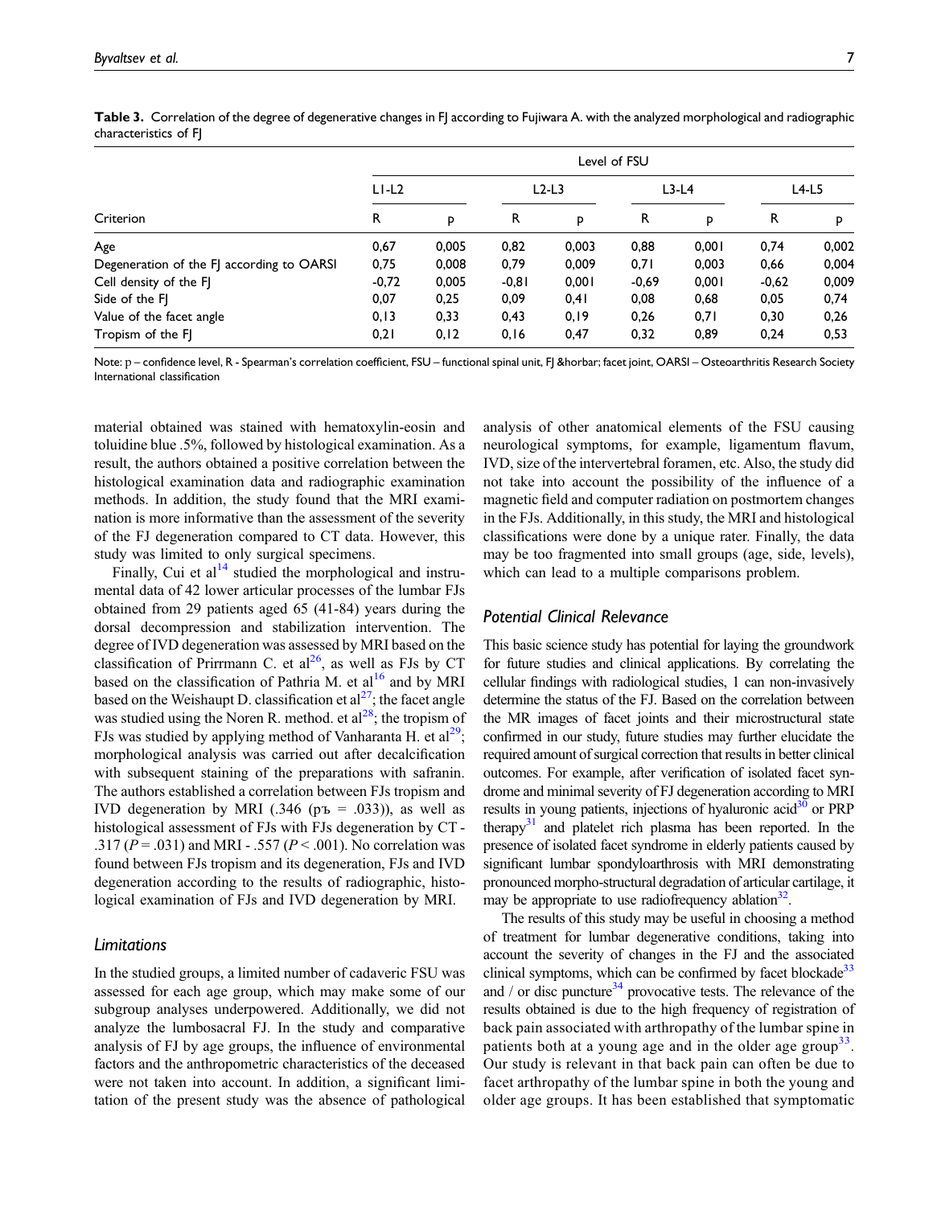**Table 3.** Correlation of the degree of degenerative changes in FJ according to Fujiwara A. with the analyzed morphological and radiographic characteristics of FJ

| Criterion | Level of FSU | | | | | | | |
|---|---|---|---|---|---|---|---|---|
| | L1-L2 | | L2-L3 | | L3-L4 | | L4-L5 | |
| | R | p | R | p | R | p | R | p |
| Age | 0,67 | 0,005 | 0,82 | 0,003 | 0,88 | 0,001 | 0,74 | 0,002 |
| Degeneration of the FJ according to OARSI | 0,75 | 0,008 | 0,79 | 0,009 | 0,71 | 0,003 | 0,66 | 0,004 |
| Cell density of the FJ | -0,72 | 0,005 | -0,81 | 0,001 | -0,69 | 0,001 | -0,62 | 0,009 |
| Side of the FJ | 0,07 | 0,25 | 0,09 | 0,41 | 0,08 | 0,68 | 0,05 | 0,74 |
| Value of the facet angle | 0,13 | 0,33 | 0,43 | 0,19 | 0,26 | 0,71 | 0,30 | 0,26 |
| Tropism of the FJ | 0,21 | 0,12 | 0,16 | 0,47 | 0,32 | 0,89 | 0,24 | 0,53 |

Note: p – confidence level, R - Spearman's correlation coefficient, FSU – functional spinal unit, FJ &horbar; facet joint, OARSI – Osteoarthritis Research Society International classification

material obtained was stained with hematoxylin-eosin and toluidine blue .5%, followed by histological examination. As a result, the authors obtained a positive correlation between the histological examination data and radiographic examination methods. In addition, the study found that the MRI examination is more informative than the assessment of the severity of the FJ degeneration compared to CT data. However, this study was limited to only surgical specimens.

Finally, Cui et al[14] studied the morphological and instrumental data of 42 lower articular processes of the lumbar FJs obtained from 29 patients aged 65 (41-84) years during the dorsal decompression and stabilization intervention. The degree of IVD degeneration was assessed by MRI based on the classification of Prirrmann C. et al[26], as well as FJs by CT based on the classification of Pathria M. et al[16] and by MRI based on the Weishaupt D. classification et al[27]; the facet angle was studied using the Noren R. method. et al[28]; the tropism of FJs was studied by applying method of Vanharanta H. et al[29]; morphological analysis was carried out after decalcification with subsequent staining of the preparations with safranin. The authors established a correlation between FJs tropism and IVD degeneration by MRI (.346 (pъ = .033)), as well as histological assessment of FJs with FJs degeneration by CT - .317 ($P = .031$) and MRI - .557 ($P < .001$). No correlation was found between FJs tropism and its degeneration, FJs and IVD degeneration according to the results of radiographic, histological examination of FJs and IVD degeneration by MRI.

### Limitations

In the studied groups, a limited number of cadaveric FSU was assessed for each age group, which may make some of our subgroup analyses underpowered. Additionally, we did not analyze the lumbosacral FJ. In the study and comparative analysis of FJ by age groups, the influence of environmental factors and the anthropometric characteristics of the deceased were not taken into account. In addition, a significant limitation of the present study was the absence of pathological analysis of other anatomical elements of the FSU causing neurological symptoms, for example, ligamentum flavum, IVD, size of the intervertebral foramen, etc. Also, the study did not take into account the possibility of the influence of a magnetic field and computer radiation on postmortem changes in the FJs. Additionally, in this study, the MRI and histological classifications were done by a unique rater. Finally, the data may be too fragmented into small groups (age, side, levels), which can lead to a multiple comparisons problem.

### Potential Clinical Relevance

This basic science study has potential for laying the groundwork for future studies and clinical applications. By correlating the cellular findings with radiological studies, 1 can non-invasively determine the status of the FJ. Based on the correlation between the MR images of facet joints and their microstructural state confirmed in our study, future studies may further elucidate the required amount of surgical correction that results in better clinical outcomes. For example, after verification of isolated facet syndrome and minimal severity of FJ degeneration according to MRI results in young patients, injections of hyaluronic acid[30] or PRP therapy[31] and platelet rich plasma has been reported. In the presence of isolated facet syndrome in elderly patients caused by significant lumbar spondyloarthrosis with MRI demonstrating pronounced morpho-structural degradation of articular cartilage, it may be appropriate to use radiofrequency ablation[32].

The results of this study may be useful in choosing a method of treatment for lumbar degenerative conditions, taking into account the severity of changes in the FJ and the associated clinical symptoms, which can be confirmed by facet blockade[33] and / or disc puncture[34] provocative tests. The relevance of the results obtained is due to the high frequency of registration of back pain associated with arthropathy of the lumbar spine in patients both at a young age and in the older age group[33]. Our study is relevant in that back pain can often be due to facet arthropathy of the lumbar spine in both the young and older age groups. It has been established that symptomatic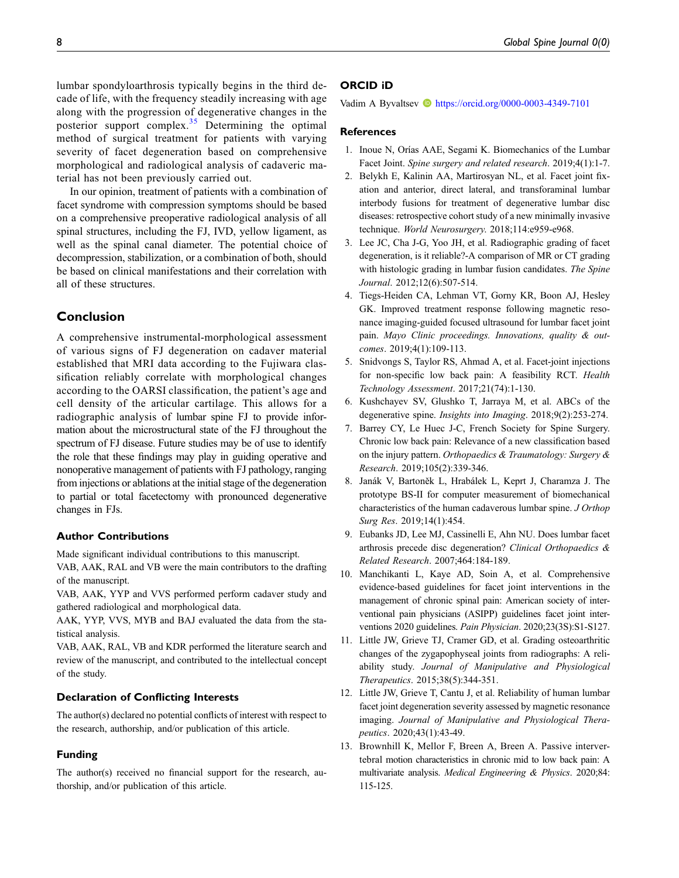lumbar spondyloarthrosis typically begins in the third decade of life, with the frequency steadily increasing with age along with the progression of degenerative changes in the posterior support complex.[35] Determining the optimal method of surgical treatment for patients with varying severity of facet degeneration based on comprehensive morphological and radiological analysis of cadaveric material has not been previously carried out.

In our opinion, treatment of patients with a combination of facet syndrome with compression symptoms should be based on a comprehensive preoperative radiological analysis of all spinal structures, including the FJ, IVD, yellow ligament, as well as the spinal canal diameter. The potential choice of decompression, stabilization, or a combination of both, should be based on clinical manifestations and their correlation with all of these structures.

## Conclusion

A comprehensive instrumental-morphological assessment of various signs of FJ degeneration on cadaver material established that MRI data according to the Fujiwara classification reliably correlate with morphological changes according to the OARSI classification, the patient's age and cell density of the articular cartilage. This allows for a radiographic analysis of lumbar spine FJ to provide information about the microstructural state of the FJ throughout the spectrum of FJ disease. Future studies may be of use to identify the role that these findings may play in guiding operative and nonoperative management of patients with FJ pathology, ranging from injections or ablations at the initial stage of the degeneration to partial or total facetectomy with pronounced degenerative changes in FJs.

### Author Contributions

Made significant individual contributions to this manuscript.

VAB, AAK, RAL and VB were the main contributors to the drafting of the manuscript.

VAB, AAK, YYP and VVS performed perform cadaver study and gathered radiological and morphological data.

AAK, YYP, VVS, MYB and BAJ evaluated the data from the statistical analysis.

VAB, AAK, RAL, VB and KDR performed the literature search and review of the manuscript, and contributed to the intellectual concept of the study.

### Declaration of Conflicting Interests

The author(s) declared no potential conflicts of interest with respect to the research, authorship, and/or publication of this article.

### Funding

The author(s) received no financial support for the research, authorship, and/or publication of this article.

### ORCID iD

Vadim A Byvaltsev https://orcid.org/0000-0003-4349-7101

### References

1. Inoue N, Orías AAE, Segami K. Biomechanics of the Lumbar Facet Joint. *Spine surgery and related research*. 2019;4(1):1-7.
2. Belykh E, Kalinin AA, Martirosyan NL, et al. Facet joint fixation and anterior, direct lateral, and transforaminal lumbar interbody fusions for treatment of degenerative lumbar disc diseases: retrospective cohort study of a new minimally invasive technique. *World Neurosurgery*. 2018;114:e959-e968.
3. Lee JC, Cha J-G, Yoo JH, et al. Radiographic grading of facet degeneration, is it reliable?-A comparison of MR or CT grading with histologic grading in lumbar fusion candidates. *The Spine Journal*. 2012;12(6):507-514.
4. Tiegs-Heiden CA, Lehman VT, Gorny KR, Boon AJ, Hesley GK. Improved treatment response following magnetic resonance imaging-guided focused ultrasound for lumbar facet joint pain. *Mayo Clinic proceedings. Innovations, quality & outcomes*. 2019;4(1):109-113.
5. Snidvongs S, Taylor RS, Ahmad A, et al. Facet-joint injections for non-specific low back pain: A feasibility RCT. *Health Technology Assessment*. 2017;21(74):1-130.
6. Kushchayev SV, Glushko T, Jarraya M, et al. ABCs of the degenerative spine. *Insights into Imaging*. 2018;9(2):253-274.
7. Barrey CY, Le Huec J-C, French Society for Spine Surgery. Chronic low back pain: Relevance of a new classification based on the injury pattern. *Orthopaedics & Traumatology: Surgery & Research*. 2019;105(2):339-346.
8. Janák V, Bartoněk L, Hrabálek L, Keprt J, Charamza J. The prototype BS-II for computer measurement of biomechanical characteristics of the human cadaverous lumbar spine. *J Orthop Surg Res*. 2019;14(1):454.
9. Eubanks JD, Lee MJ, Cassinelli E, Ahn NU. Does lumbar facet arthrosis precede disc degeneration? *Clinical Orthopaedics & Related Research*. 2007;464:184-189.
10. Manchikanti L, Kaye AD, Soin A, et al. Comprehensive evidence-based guidelines for facet joint interventions in the management of chronic spinal pain: American society of interventional pain physicians (ASIPP) guidelines facet joint interventions 2020 guidelines. *Pain Physician*. 2020;23(3S):S1-S127.
11. Little JW, Grieve TJ, Cramer GD, et al. Grading osteoarthritic changes of the zygapophyseal joints from radiographs: A reliability study. *Journal of Manipulative and Physiological Therapeutics*. 2015;38(5):344-351.
12. Little JW, Grieve T, Cantu J, et al. Reliability of human lumbar facet joint degeneration severity assessed by magnetic resonance imaging. *Journal of Manipulative and Physiological Therapeutics*. 2020;43(1):43-49.
13. Brownhill K, Mellor F, Breen A, Breen A. Passive intervertebral motion characteristics in chronic mid to low back pain: A multivariate analysis. *Medical Engineering & Physics*. 2020;84:115-125.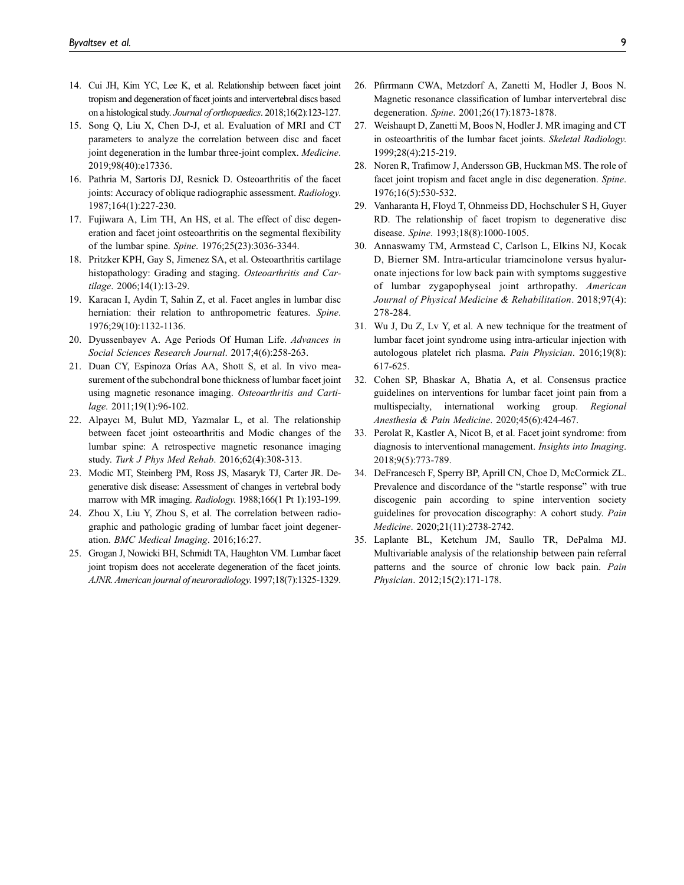14. Cui JH, Kim YC, Lee K, et al. Relationship between facet joint tropism and degeneration of facet joints and intervertebral discs based on a histological study. *Journal of orthopaedics*. 2018;16(2):123-127.
15. Song Q, Liu X, Chen D-J, et al. Evaluation of MRI and CT parameters to analyze the correlation between disc and facet joint degeneration in the lumbar three-joint complex. *Medicine*. 2019;98(40):e17336.
16. Pathria M, Sartoris DJ, Resnick D. Osteoarthritis of the facet joints: Accuracy of oblique radiographic assessment. *Radiology*. 1987;164(1):227-230.
17. Fujiwara A, Lim TH, An HS, et al. The effect of disc degeneration and facet joint osteoarthritis on the segmental flexibility of the lumbar spine. *Spine*. 1976;25(23):3036-3344.
18. Pritzker KPH, Gay S, Jimenez SA, et al. Osteoarthritis cartilage histopathology: Grading and staging. *Osteoarthritis and Cartilage*. 2006;14(1):13-29.
19. Karacan I, Aydin T, Sahin Z, et al. Facet angles in lumbar disc herniation: their relation to anthropometric features. *Spine*. 1976;29(10):1132-1136.
20. Dyussenbayev A. Age Periods Of Human Life. *Advances in Social Sciences Research Journal*. 2017;4(6):258-263.
21. Duan CY, Espinoza Orías AA, Shott S, et al. In vivo measurement of the subchondral bone thickness of lumbar facet joint using magnetic resonance imaging. *Osteoarthritis and Cartilage*. 2011;19(1):96-102.
22. Alpaycı M, Bulut MD, Yazmalar L, et al. The relationship between facet joint osteoarthritis and Modic changes of the lumbar spine: A retrospective magnetic resonance imaging study. *Turk J Phys Med Rehab*. 2016;62(4):308-313.
23. Modic MT, Steinberg PM, Ross JS, Masaryk TJ, Carter JR. Degenerative disk disease: Assessment of changes in vertebral body marrow with MR imaging. *Radiology*. 1988;166(1 Pt 1):193-199.
24. Zhou X, Liu Y, Zhou S, et al. The correlation between radiographic and pathologic grading of lumbar facet joint degeneration. *BMC Medical Imaging*. 2016;16:27.
25. Grogan J, Nowicki BH, Schmidt TA, Haughton VM. Lumbar facet joint tropism does not accelerate degeneration of the facet joints. *AJNR. American journal of neuroradiology*. 1997;18(7):1325-1329.
26. Pfirrmann CWA, Metzdorf A, Zanetti M, Hodler J, Boos N. Magnetic resonance classification of lumbar intervertebral disc degeneration. *Spine*. 2001;26(17):1873-1878.
27. Weishaupt D, Zanetti M, Boos N, Hodler J. MR imaging and CT in osteoarthritis of the lumbar facet joints. *Skeletal Radiology*. 1999;28(4):215-219.
28. Noren R, Trafimow J, Andersson GB, Huckman MS. The role of facet joint tropism and facet angle in disc degeneration. *Spine*. 1976;16(5):530-532.
29. Vanharanta H, Floyd T, Ohnmeiss DD, Hochschuler S H, Guyer RD. The relationship of facet tropism to degenerative disc disease. *Spine*. 1993;18(8):1000-1005.
30. Annaswamy TM, Armstead C, Carlson L, Elkins NJ, Kocak D, Bierner SM. Intra-articular triamcinolone versus hyaluronate injections for low back pain with symptoms suggestive of lumbar zygapophyseal joint arthropathy. *American Journal of Physical Medicine & Rehabilitation*. 2018;97(4): 278-284.
31. Wu J, Du Z, Lv Y, et al. A new technique for the treatment of lumbar facet joint syndrome using intra-articular injection with autologous platelet rich plasma. *Pain Physician*. 2016;19(8): 617-625.
32. Cohen SP, Bhaskar A, Bhatia A, et al. Consensus practice guidelines on interventions for lumbar facet joint pain from a multispecialty, international working group. *Regional Anesthesia & Pain Medicine*. 2020;45(6):424-467.
33. Perolat R, Kastler A, Nicot B, et al. Facet joint syndrome: from diagnosis to interventional management. *Insights into Imaging*. 2018;9(5):773-789.
34. DeFrancesch F, Sperry BP, Aprill CN, Choe D, McCormick ZL. Prevalence and discordance of the "startle response" with true discogenic pain according to spine intervention society guidelines for provocation discography: A cohort study. *Pain Medicine*. 2020;21(11):2738-2742.
35. Laplante BL, Ketchum JM, Saullo TR, DePalma MJ. Multivariable analysis of the relationship between pain referral patterns and the source of chronic low back pain. *Pain Physician*. 2012;15(2):171-178.